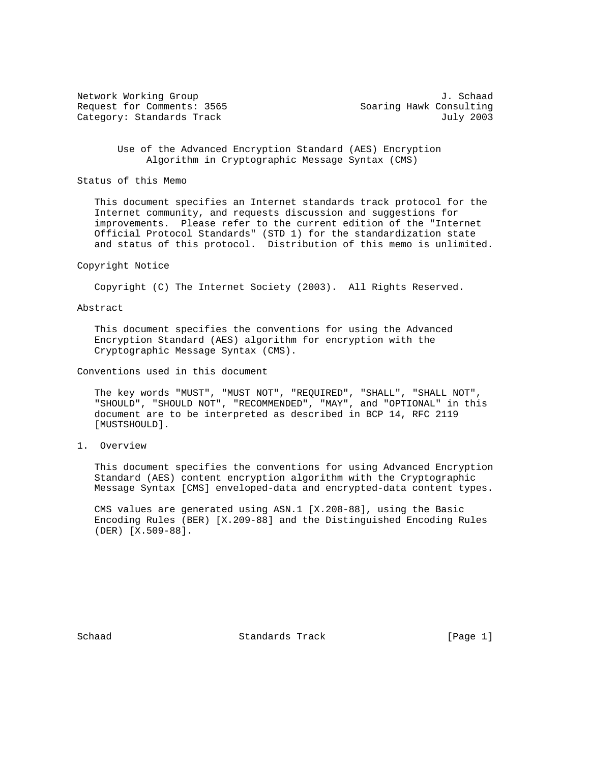Network Working Group J. Schaad
Request for Comments: 3565 Soaring Hawk Consulting
Category: Standards Track July 2003

# Use of the Advanced Encryption Standard (AES) Encryption Algorithm in Cryptographic Message Syntax (CMS)

## Status of this Memo

This document specifies an Internet standards track protocol for the Internet community, and requests discussion and suggestions for improvements. Please refer to the current edition of the "Internet Official Protocol Standards" (STD 1) for the standardization state and status of this protocol. Distribution of this memo is unlimited.

## Copyright Notice

Copyright (C) The Internet Society (2003). All Rights Reserved.

## Abstract

This document specifies the conventions for using the Advanced Encryption Standard (AES) algorithm for encryption with the Cryptographic Message Syntax (CMS).

## Conventions used in this document

The key words "MUST", "MUST NOT", "REQUIRED", "SHALL", "SHALL NOT", "SHOULD", "SHOULD NOT", "RECOMMENDED", "MAY", and "OPTIONAL" in this document are to be interpreted as described in BCP 14, RFC 2119 [MUSTSHOULD].

## 1. Overview

This document specifies the conventions for using Advanced Encryption Standard (AES) content encryption algorithm with the Cryptographic Message Syntax [CMS] enveloped-data and encrypted-data content types.

CMS values are generated using ASN.1 [X.208-88], using the Basic Encoding Rules (BER) [X.209-88] and the Distinguished Encoding Rules (DER) [X.509-88].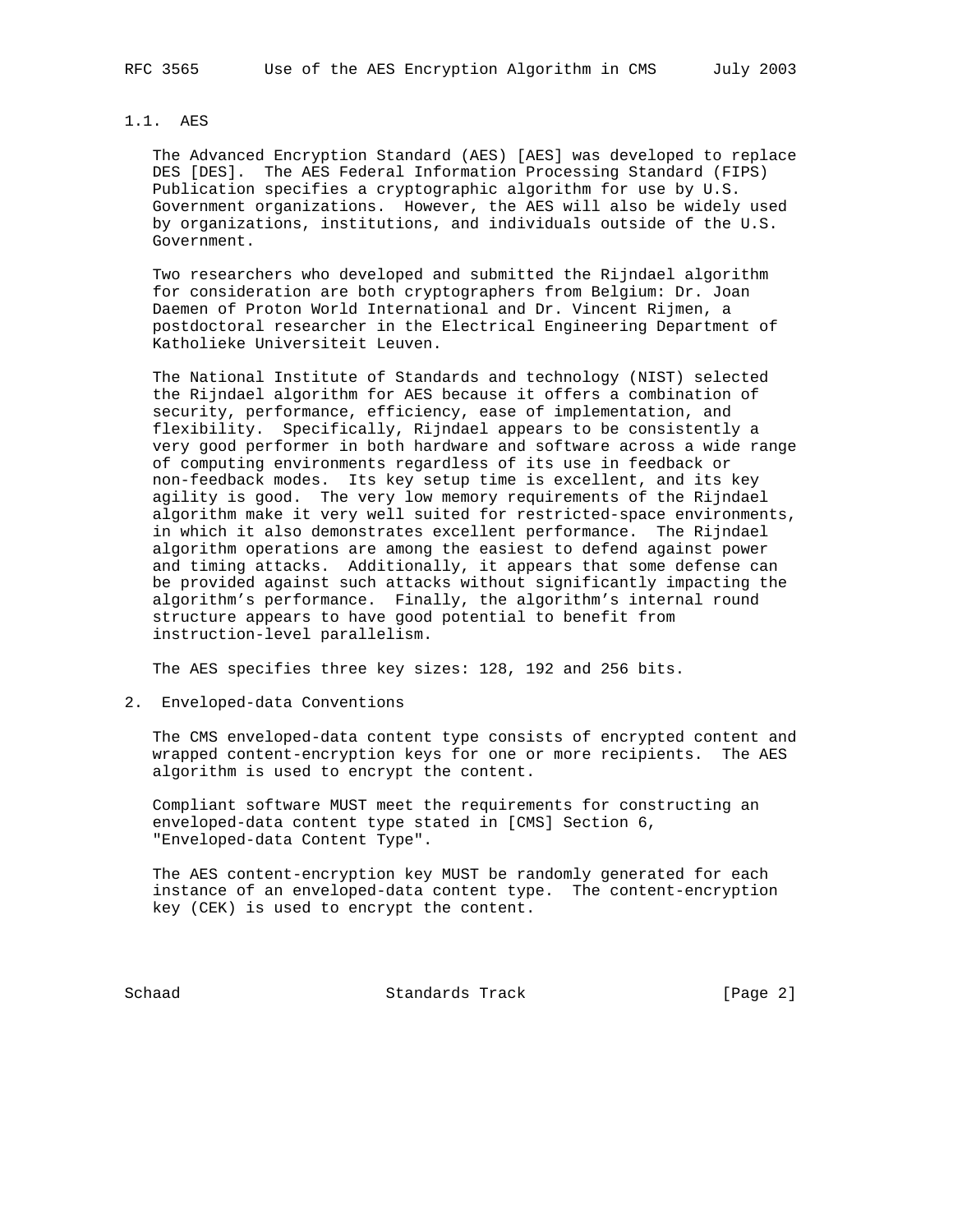### 1.1. AES

The Advanced Encryption Standard (AES) [AES] was developed to replace DES [DES]. The AES Federal Information Processing Standard (FIPS) Publication specifies a cryptographic algorithm for use by U.S. Government organizations. However, the AES will also be widely used by organizations, institutions, and individuals outside of the U.S. Government.

Two researchers who developed and submitted the Rijndael algorithm for consideration are both cryptographers from Belgium: Dr. Joan Daemen of Proton World International and Dr. Vincent Rijmen, a postdoctoral researcher in the Electrical Engineering Department of Katholieke Universiteit Leuven.

The National Institute of Standards and technology (NIST) selected the Rijndael algorithm for AES because it offers a combination of security, performance, efficiency, ease of implementation, and flexibility. Specifically, Rijndael appears to be consistently a very good performer in both hardware and software across a wide range of computing environments regardless of its use in feedback or non-feedback modes. Its key setup time is excellent, and its key agility is good. The very low memory requirements of the Rijndael algorithm make it very well suited for restricted-space environments, in which it also demonstrates excellent performance. The Rijndael algorithm operations are among the easiest to defend against power and timing attacks. Additionally, it appears that some defense can be provided against such attacks without significantly impacting the algorithm's performance. Finally, the algorithm's internal round structure appears to have good potential to benefit from instruction-level parallelism.

The AES specifies three key sizes: 128, 192 and 256 bits.

## 2. Enveloped-data Conventions

The CMS enveloped-data content type consists of encrypted content and wrapped content-encryption keys for one or more recipients. The AES algorithm is used to encrypt the content.

Compliant software MUST meet the requirements for constructing an enveloped-data content type stated in [CMS] Section 6, "Enveloped-data Content Type".

The AES content-encryption key MUST be randomly generated for each instance of an enveloped-data content type. The content-encryption key (CEK) is used to encrypt the content.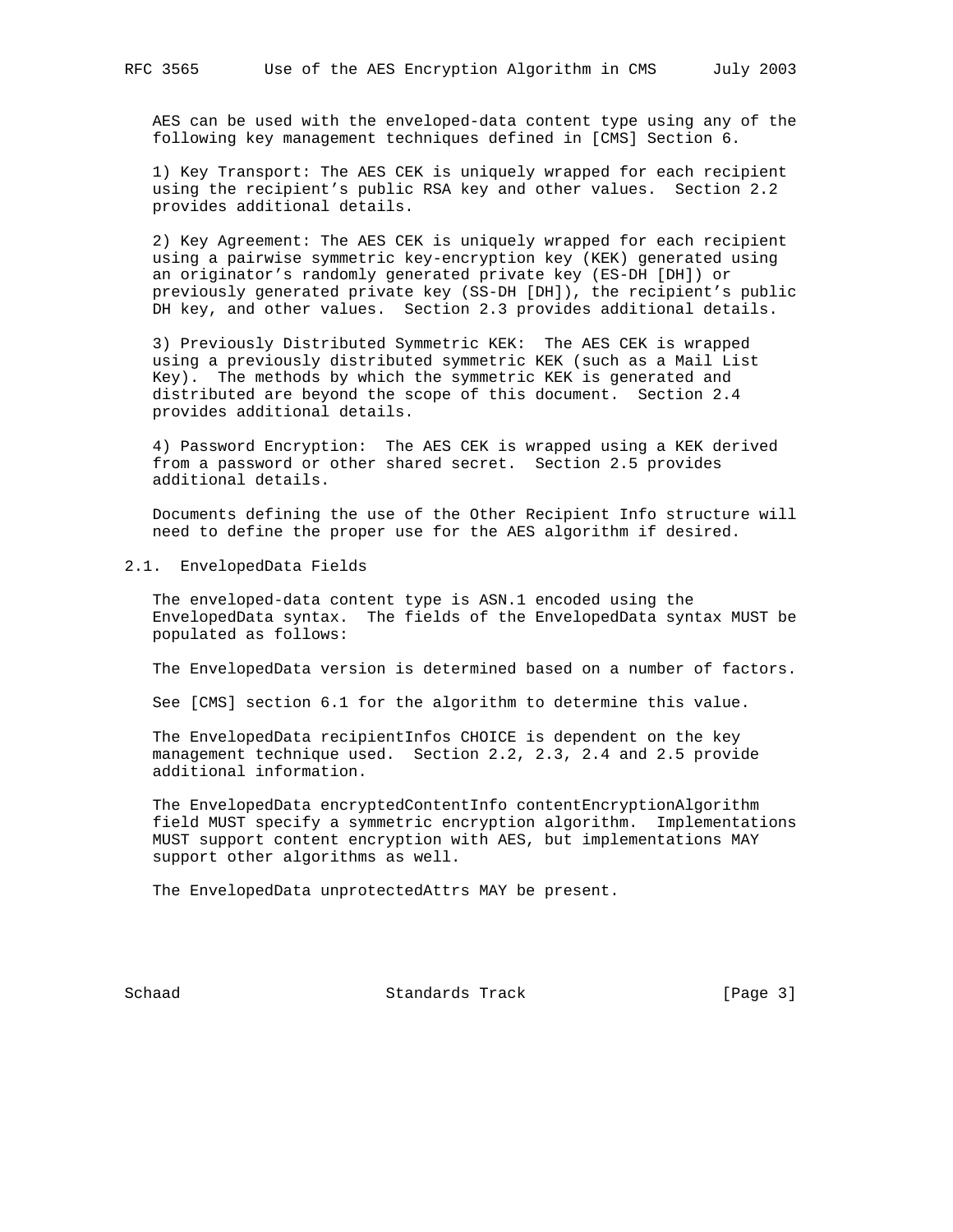AES can be used with the enveloped-data content type using any of the following key management techniques defined in [CMS] Section 6.

1) Key Transport: The AES CEK is uniquely wrapped for each recipient using the recipient's public RSA key and other values. Section 2.2 provides additional details.

2) Key Agreement: The AES CEK is uniquely wrapped for each recipient using a pairwise symmetric key-encryption key (KEK) generated using an originator's randomly generated private key (ES-DH [DH]) or previously generated private key (SS-DH [DH]), the recipient's public DH key, and other values. Section 2.3 provides additional details.

3) Previously Distributed Symmetric KEK: The AES CEK is wrapped using a previously distributed symmetric KEK (such as a Mail List Key). The methods by which the symmetric KEK is generated and distributed are beyond the scope of this document. Section 2.4 provides additional details.

4) Password Encryption: The AES CEK is wrapped using a KEK derived from a password or other shared secret. Section 2.5 provides additional details.

Documents defining the use of the Other Recipient Info structure will need to define the proper use for the AES algorithm if desired.

## 2.1. EnvelopedData Fields

The enveloped-data content type is ASN.1 encoded using the EnvelopedData syntax. The fields of the EnvelopedData syntax MUST be populated as follows:

The EnvelopedData version is determined based on a number of factors.

See [CMS] section 6.1 for the algorithm to determine this value.

The EnvelopedData recipientInfos CHOICE is dependent on the key management technique used. Section 2.2, 2.3, 2.4 and 2.5 provide additional information.

The EnvelopedData encryptedContentInfo contentEncryptionAlgorithm field MUST specify a symmetric encryption algorithm. Implementations MUST support content encryption with AES, but implementations MAY support other algorithms as well.

The EnvelopedData unprotectedAttrs MAY be present.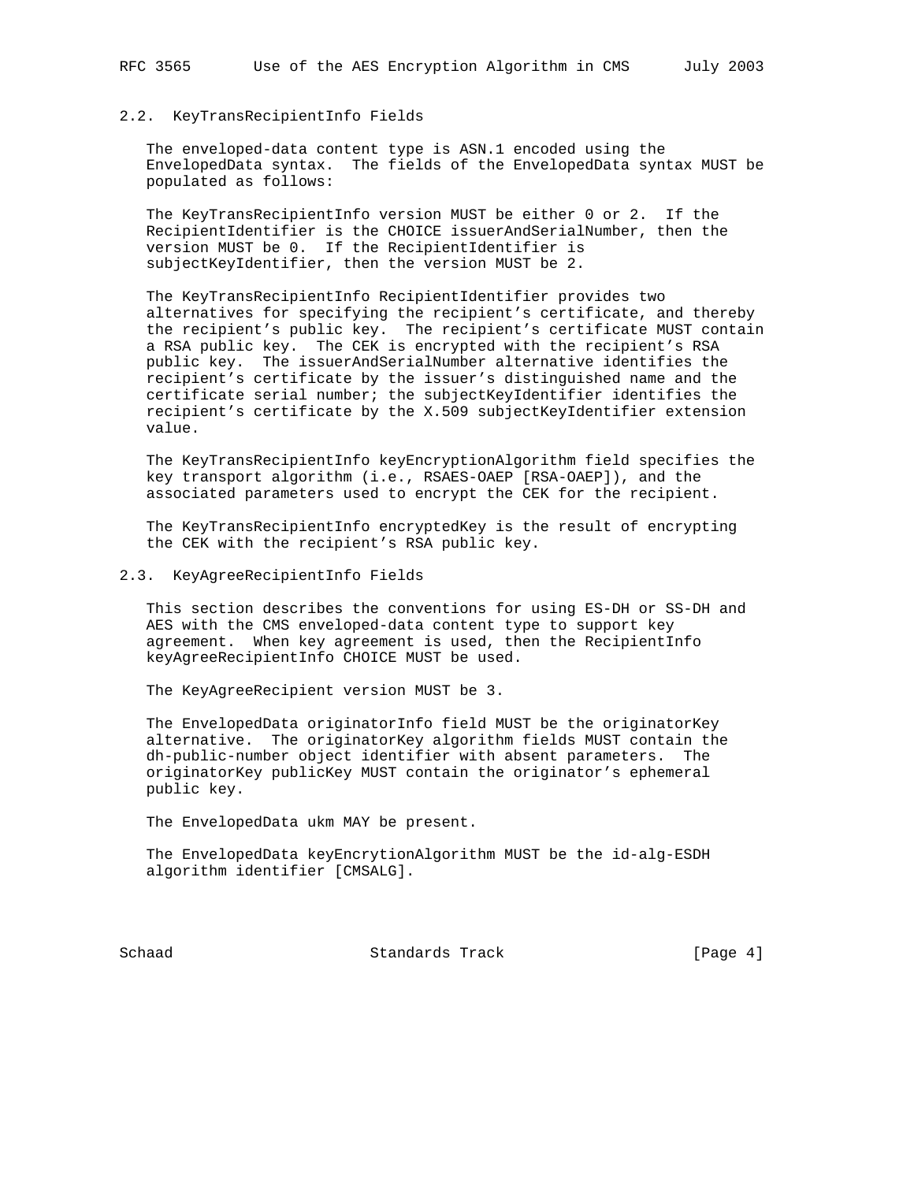### 2.2. KeyTransRecipientInfo Fields

The enveloped-data content type is ASN.1 encoded using the EnvelopedData syntax. The fields of the EnvelopedData syntax MUST be populated as follows:

The KeyTransRecipientInfo version MUST be either 0 or 2. If the RecipientIdentifier is the CHOICE issuerAndSerialNumber, then the version MUST be 0. If the RecipientIdentifier is subjectKeyIdentifier, then the version MUST be 2.

The KeyTransRecipientInfo RecipientIdentifier provides two alternatives for specifying the recipient's certificate, and thereby the recipient's public key. The recipient's certificate MUST contain a RSA public key. The CEK is encrypted with the recipient's RSA public key. The issuerAndSerialNumber alternative identifies the recipient's certificate by the issuer's distinguished name and the certificate serial number; the subjectKeyIdentifier identifies the recipient's certificate by the X.509 subjectKeyIdentifier extension value.

The KeyTransRecipientInfo keyEncryptionAlgorithm field specifies the key transport algorithm (i.e., RSAES-OAEP [RSA-OAEP]), and the associated parameters used to encrypt the CEK for the recipient.

The KeyTransRecipientInfo encryptedKey is the result of encrypting the CEK with the recipient's RSA public key.

### 2.3. KeyAgreeRecipientInfo Fields

This section describes the conventions for using ES-DH or SS-DH and AES with the CMS enveloped-data content type to support key agreement. When key agreement is used, then the RecipientInfo keyAgreeRecipientInfo CHOICE MUST be used.

The KeyAgreeRecipient version MUST be 3.

The EnvelopedData originatorInfo field MUST be the originatorKey alternative. The originatorKey algorithm fields MUST contain the dh-public-number object identifier with absent parameters. The originatorKey publicKey MUST contain the originator's ephemeral public key.

The EnvelopedData ukm MAY be present.

The EnvelopedData keyEncrytionAlgorithm MUST be the id-alg-ESDH algorithm identifier [CMSALG].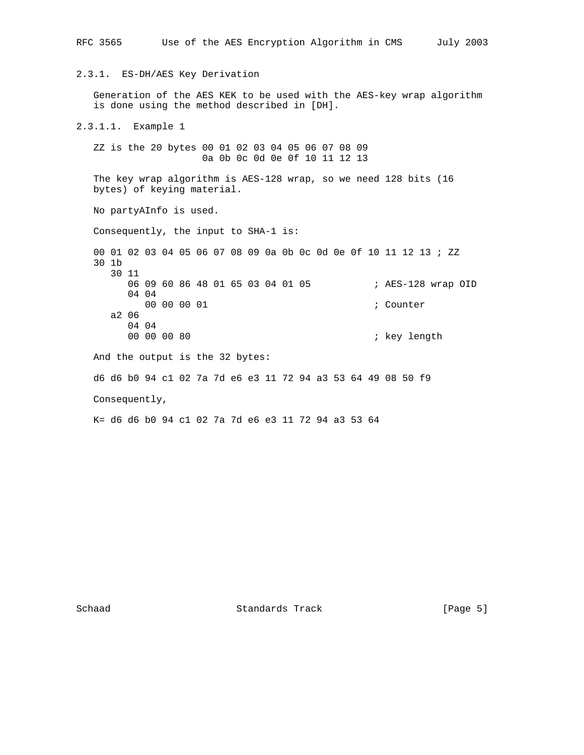### 2.3.1. ES-DH/AES Key Derivation

Generation of the AES KEK to be used with the AES-key wrap algorithm is done using the method described in [DH].

#### 2.3.1.1. Example 1

```
ZZ is the 20 bytes 00 01 02 03 04 05 06 07 08 09
                   0a 0b 0c 0d 0e 0f 10 11 12 13
```

The key wrap algorithm is AES-128 wrap, so we need 128 bits (16 bytes) of keying material.

No partyAInfo is used.

Consequently, the input to SHA-1 is:

```
00 01 02 03 04 05 06 07 08 09 0a 0b 0c 0d 0e 0f 10 11 12 13 ; ZZ
30 1b
   30 11
      06 09 60 86 48 01 65 03 04 01 05           ; AES-128 wrap OID
      04 04
         00 00 00 01                             ; Counter
   a2 06
      04 04
      00 00 00 80                                ; key length
```

And the output is the 32 bytes:

```
d6 d6 b0 94 c1 02 7a 7d e6 e3 11 72 94 a3 53 64 49 08 50 f9
```

Consequently,

```
K= d6 d6 b0 94 c1 02 7a 7d e6 e3 11 72 94 a3 53 64
```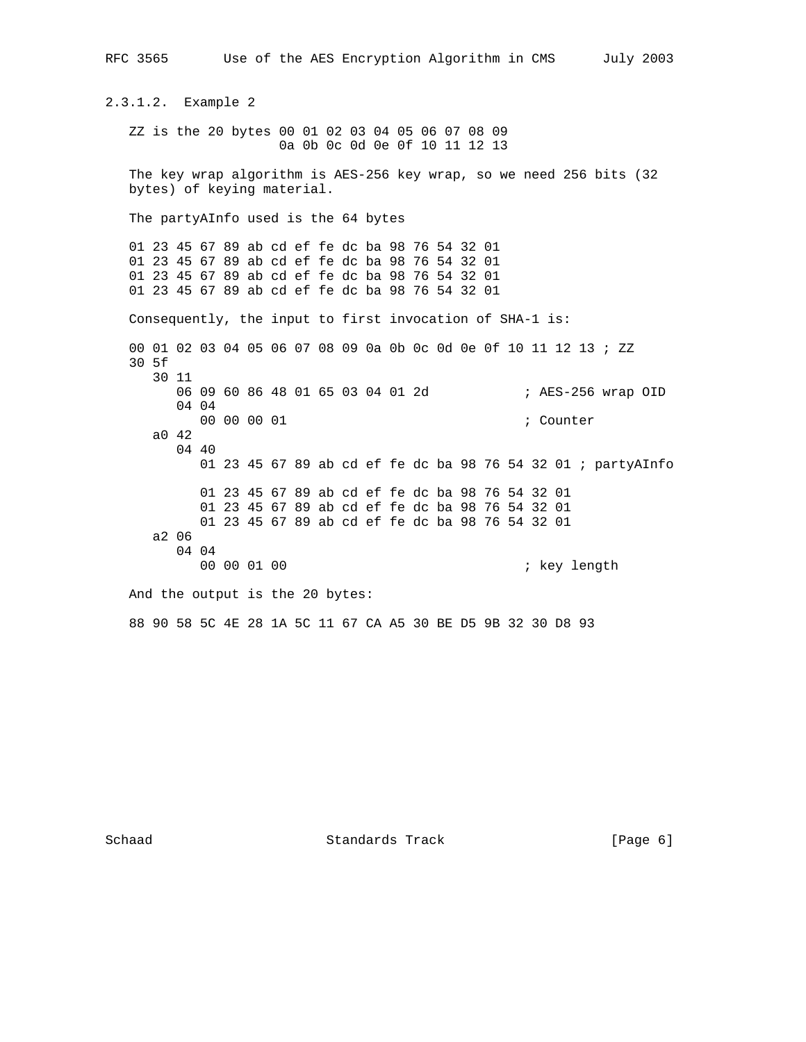### 2.3.1.2. Example 2

ZZ is the 20 bytes 00 01 02 03 04 05 06 07 08 09
0a 0b 0c 0d 0e 0f 10 11 12 13

The key wrap algorithm is AES-256 key wrap, so we need 256 bits (32 bytes) of keying material.

The partyAInfo used is the 64 bytes

```
01 23 45 67 89 ab cd ef fe dc ba 98 76 54 32 01
01 23 45 67 89 ab cd ef fe dc ba 98 76 54 32 01
01 23 45 67 89 ab cd ef fe dc ba 98 76 54 32 01
01 23 45 67 89 ab cd ef fe dc ba 98 76 54 32 01
```

Consequently, the input to first invocation of SHA-1 is:

```
00 01 02 03 04 05 06 07 08 09 0a 0b 0c 0d 0e 0f 10 11 12 13 ; ZZ
30 5f
   30 11
      06 09 60 86 48 01 65 03 04 01 2d            ; AES-256 wrap OID
      04 04
         00 00 00 01                              ; Counter
   a0 42
      04 40
         01 23 45 67 89 ab cd ef fe dc ba 98 76 54 32 01 ; partyAInfo

         01 23 45 67 89 ab cd ef fe dc ba 98 76 54 32 01
         01 23 45 67 89 ab cd ef fe dc ba 98 76 54 32 01
         01 23 45 67 89 ab cd ef fe dc ba 98 76 54 32 01
   a2 06
      04 04
         00 00 01 00                              ; key length
```

And the output is the 20 bytes:

```
88 90 58 5C 4E 28 1A 5C 11 67 CA A5 30 BE D5 9B 32 30 D8 93
```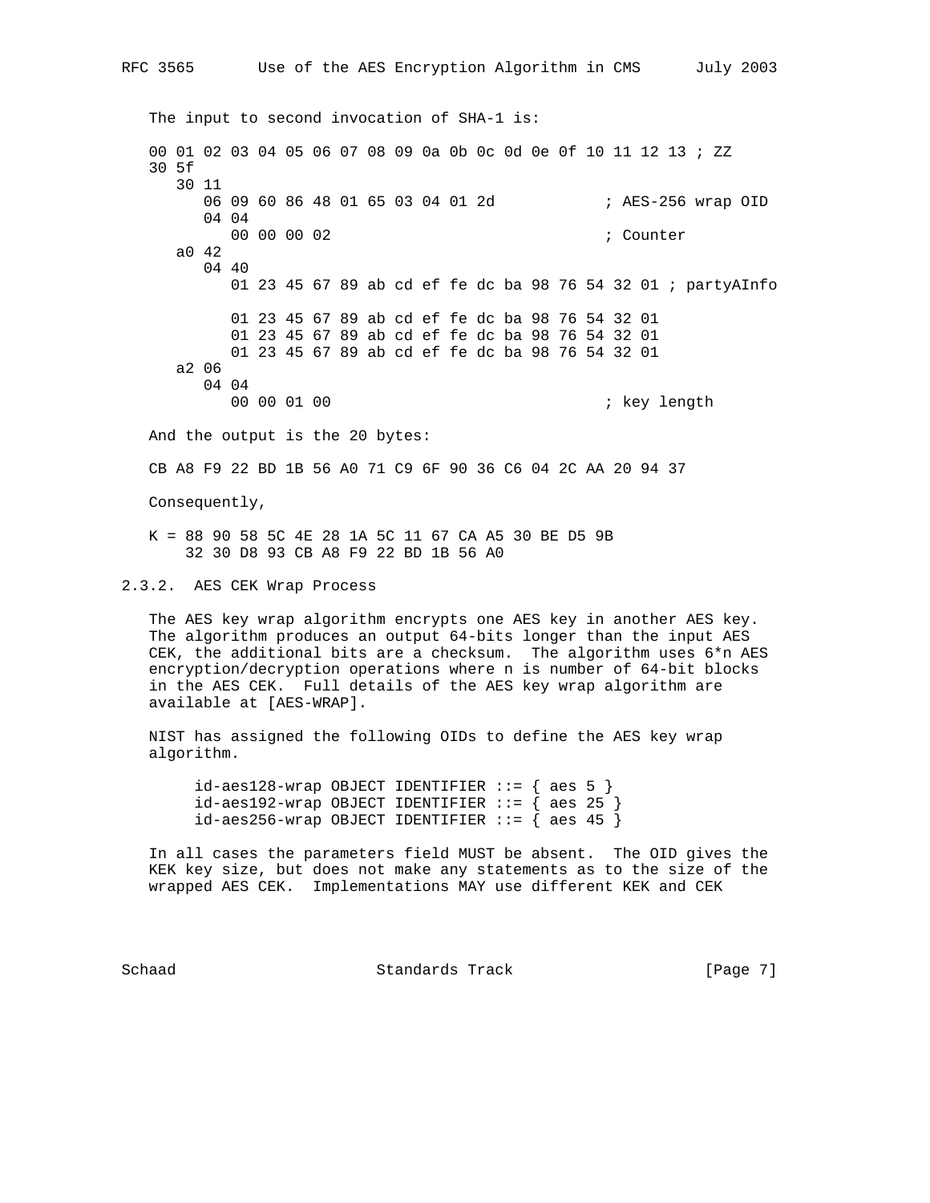The input to second invocation of SHA-1 is:

```
00 01 02 03 04 05 06 07 08 09 0a 0b 0c 0d 0e 0f 10 11 12 13 ; ZZ
30 5f
   30 11
      06 09 60 86 48 01 65 03 04 01 2d            ; AES-256 wrap OID
      04 04
         00 00 00 02                              ; Counter
   a0 42
      04 40
         01 23 45 67 89 ab cd ef fe dc ba 98 76 54 32 01 ; partyAInfo

         01 23 45 67 89 ab cd ef fe dc ba 98 76 54 32 01
         01 23 45 67 89 ab cd ef fe dc ba 98 76 54 32 01
         01 23 45 67 89 ab cd ef fe dc ba 98 76 54 32 01
   a2 06
      04 04
         00 00 01 00                              ; key length
```

And the output is the 20 bytes:

```
CB A8 F9 22 BD 1B 56 A0 71 C9 6F 90 36 C6 04 2C AA 20 94 37
```

Consequently,

```
K = 88 90 58 5C 4E 28 1A 5C 11 67 CA A5 30 BE D5 9B
    32 30 D8 93 CB A8 F9 22 BD 1B 56 A0
```

### 2.3.2. AES CEK Wrap Process

The AES key wrap algorithm encrypts one AES key in another AES key. The algorithm produces an output 64-bits longer than the input AES CEK, the additional bits are a checksum. The algorithm uses 6*n AES encryption/decryption operations where n is number of 64-bit blocks in the AES CEK. Full details of the AES key wrap algorithm are available at [AES-WRAP].

NIST has assigned the following OIDs to define the AES key wrap algorithm.

```
id-aes128-wrap OBJECT IDENTIFIER ::= { aes 5 }
id-aes192-wrap OBJECT IDENTIFIER ::= { aes 25 }
id-aes256-wrap OBJECT IDENTIFIER ::= { aes 45 }
```

In all cases the parameters field MUST be absent. The OID gives the KEK key size, but does not make any statements as to the size of the wrapped AES CEK. Implementations MAY use different KEK and CEK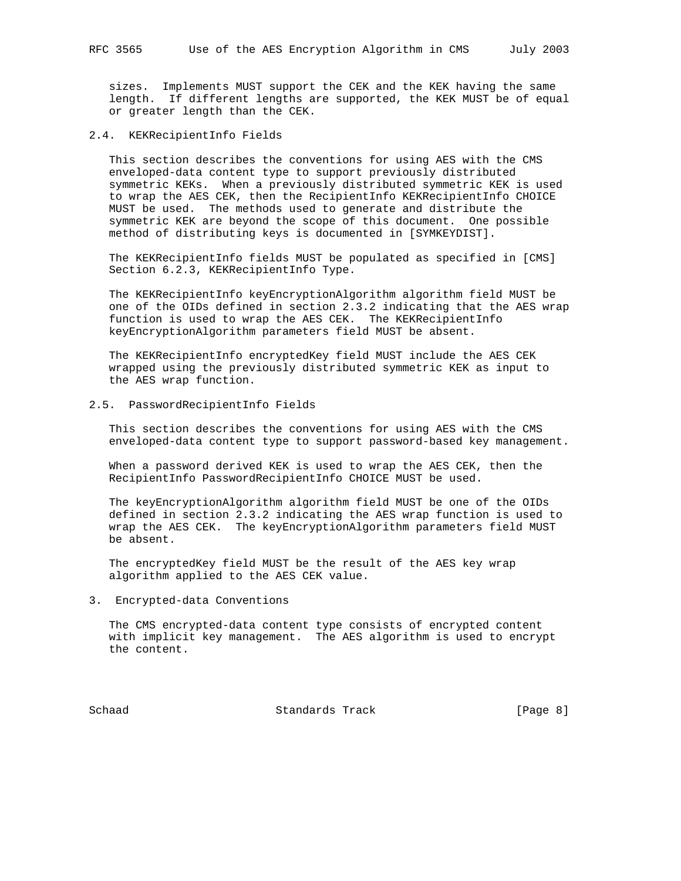sizes. Implements MUST support the CEK and the KEK having the same length. If different lengths are supported, the KEK MUST be of equal or greater length than the CEK.

## 2.4. KEKRecipientInfo Fields

This section describes the conventions for using AES with the CMS enveloped-data content type to support previously distributed symmetric KEKs. When a previously distributed symmetric KEK is used to wrap the AES CEK, then the RecipientInfo KEKRecipientInfo CHOICE MUST be used. The methods used to generate and distribute the symmetric KEK are beyond the scope of this document. One possible method of distributing keys is documented in [SYMKEYDIST].

The KEKRecipientInfo fields MUST be populated as specified in [CMS] Section 6.2.3, KEKRecipientInfo Type.

The KEKRecipientInfo keyEncryptionAlgorithm algorithm field MUST be one of the OIDs defined in section 2.3.2 indicating that the AES wrap function is used to wrap the AES CEK. The KEKRecipientInfo keyEncryptionAlgorithm parameters field MUST be absent.

The KEKRecipientInfo encryptedKey field MUST include the AES CEK wrapped using the previously distributed symmetric KEK as input to the AES wrap function.

## 2.5. PasswordRecipientInfo Fields

This section describes the conventions for using AES with the CMS enveloped-data content type to support password-based key management.

When a password derived KEK is used to wrap the AES CEK, then the RecipientInfo PasswordRecipientInfo CHOICE MUST be used.

The keyEncryptionAlgorithm algorithm field MUST be one of the OIDs defined in section 2.3.2 indicating the AES wrap function is used to wrap the AES CEK. The keyEncryptionAlgorithm parameters field MUST be absent.

The encryptedKey field MUST be the result of the AES key wrap algorithm applied to the AES CEK value.

# 3. Encrypted-data Conventions

The CMS encrypted-data content type consists of encrypted content with implicit key management. The AES algorithm is used to encrypt the content.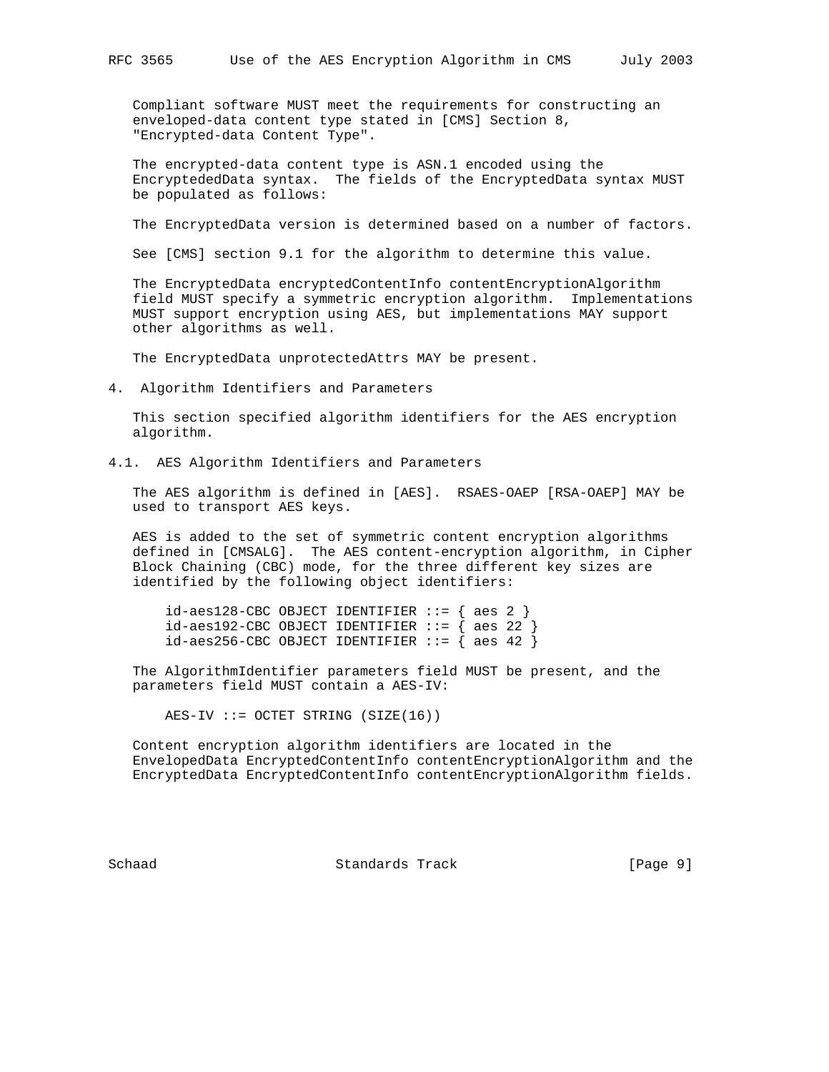Compliant software MUST meet the requirements for constructing an enveloped-data content type stated in [CMS] Section 8, "Encrypted-data Content Type".

The encrypted-data content type is ASN.1 encoded using the EncryptededData syntax. The fields of the EncryptedData syntax MUST be populated as follows:

The EncryptedData version is determined based on a number of factors.

See [CMS] section 9.1 for the algorithm to determine this value.

The EncryptedData encryptedContentInfo contentEncryptionAlgorithm field MUST specify a symmetric encryption algorithm. Implementations MUST support encryption using AES, but implementations MAY support other algorithms as well.

The EncryptedData unprotectedAttrs MAY be present.

## 4. Algorithm Identifiers and Parameters

This section specified algorithm identifiers for the AES encryption algorithm.

### 4.1. AES Algorithm Identifiers and Parameters

The AES algorithm is defined in [AES]. RSAES-OAEP [RSA-OAEP] MAY be used to transport AES keys.

AES is added to the set of symmetric content encryption algorithms defined in [CMSALG]. The AES content-encryption algorithm, in Cipher Block Chaining (CBC) mode, for the three different key sizes are identified by the following object identifiers:

```
id-aes128-CBC OBJECT IDENTIFIER ::= { aes 2 }
id-aes192-CBC OBJECT IDENTIFIER ::= { aes 22 }
id-aes256-CBC OBJECT IDENTIFIER ::= { aes 42 }
```

The AlgorithmIdentifier parameters field MUST be present, and the parameters field MUST contain a AES-IV:

```
AES-IV ::= OCTET STRING (SIZE(16))
```

Content encryption algorithm identifiers are located in the EnvelopedData EncryptedContentInfo contentEncryptionAlgorithm and the EncryptedData EncryptedContentInfo contentEncryptionAlgorithm fields.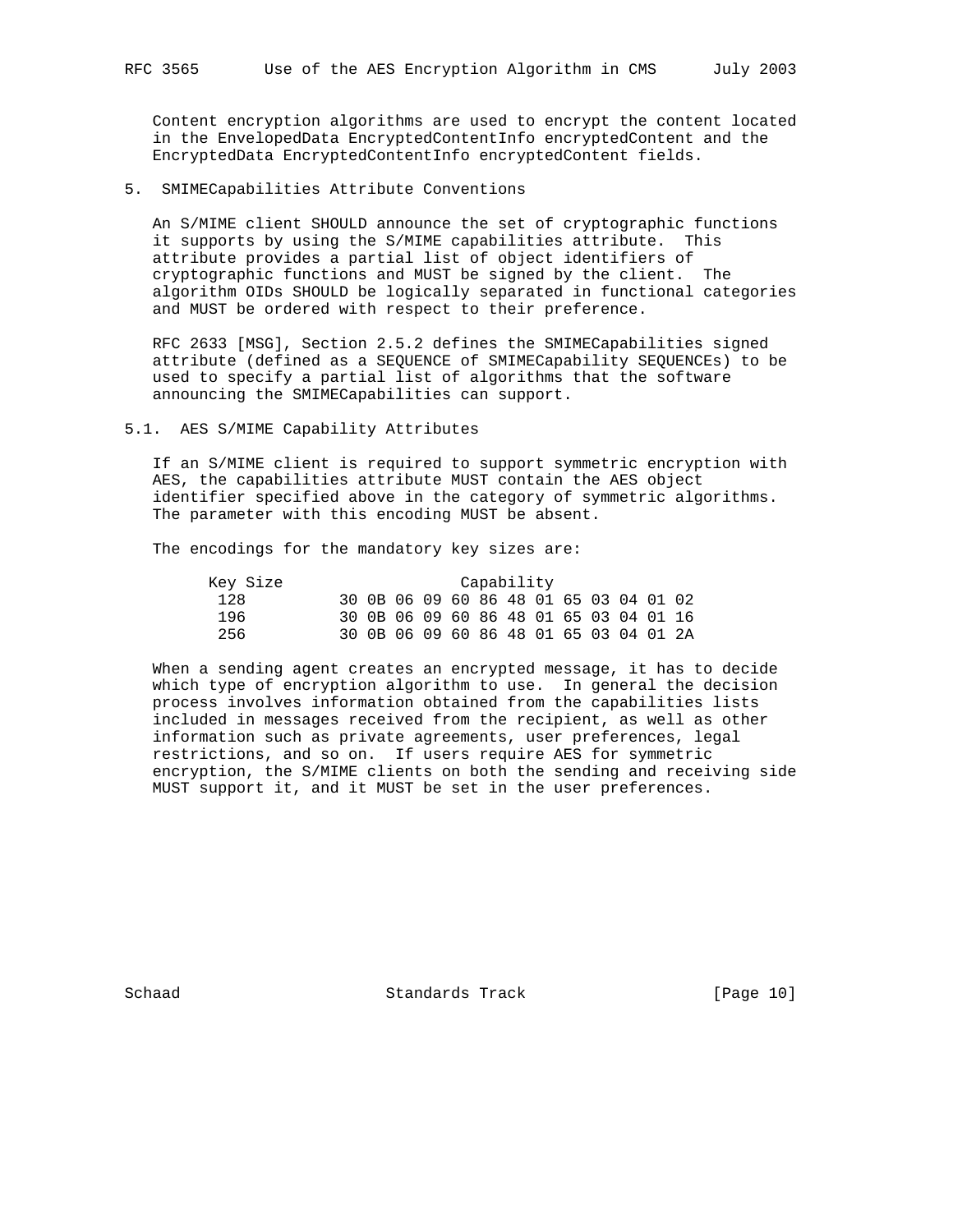Content encryption algorithms are used to encrypt the content located in the EnvelopedData EncryptedContentInfo encryptedContent and the EncryptedData EncryptedContentInfo encryptedContent fields.

## 5. SMIMECapabilities Attribute Conventions

An S/MIME client SHOULD announce the set of cryptographic functions it supports by using the S/MIME capabilities attribute. This attribute provides a partial list of object identifiers of cryptographic functions and MUST be signed by the client. The algorithm OIDs SHOULD be logically separated in functional categories and MUST be ordered with respect to their preference.

RFC 2633 [MSG], Section 2.5.2 defines the SMIMECapabilities signed attribute (defined as a SEQUENCE of SMIMECapability SEQUENCEs) to be used to specify a partial list of algorithms that the software announcing the SMIMECapabilities can support.

### 5.1. AES S/MIME Capability Attributes

If an S/MIME client is required to support symmetric encryption with AES, the capabilities attribute MUST contain the AES object identifier specified above in the category of symmetric algorithms. The parameter with this encoding MUST be absent.

The encodings for the mandatory key sizes are:

| Key Size | Capability |
|---|---|
| 128 | 30 0B 06 09 60 86 48 01 65 03 04 01 02 |
| 196 | 30 0B 06 09 60 86 48 01 65 03 04 01 16 |
| 256 | 30 0B 06 09 60 86 48 01 65 03 04 01 2A |

When a sending agent creates an encrypted message, it has to decide which type of encryption algorithm to use. In general the decision process involves information obtained from the capabilities lists included in messages received from the recipient, as well as other information such as private agreements, user preferences, legal restrictions, and so on. If users require AES for symmetric encryption, the S/MIME clients on both the sending and receiving side MUST support it, and it MUST be set in the user preferences.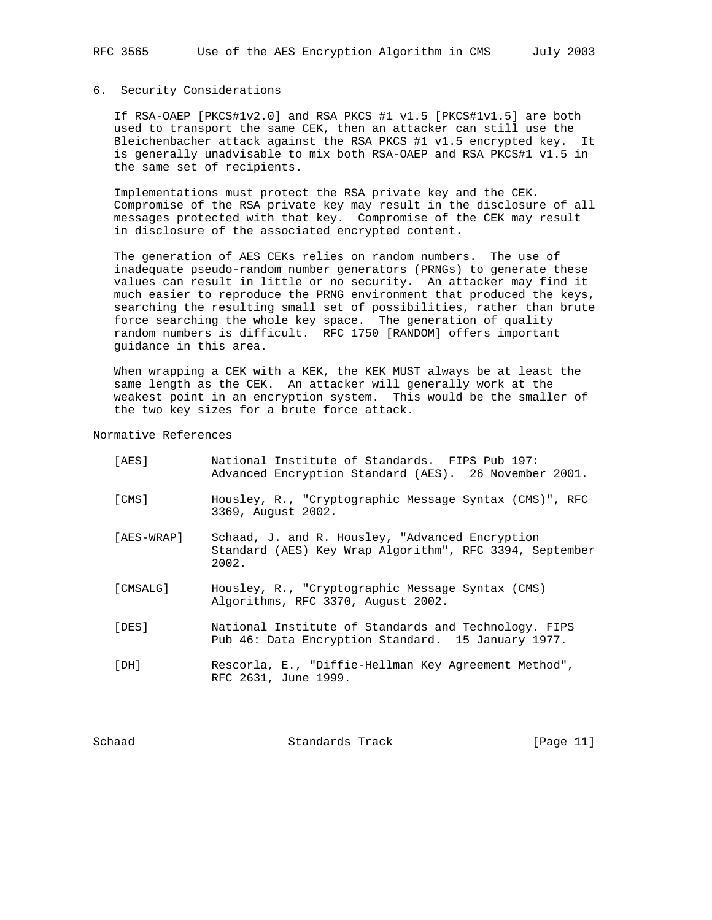## 6. Security Considerations

If RSA-OAEP [PKCS#1v2.0] and RSA PKCS #1 v1.5 [PKCS#1v1.5] are both used to transport the same CEK, then an attacker can still use the Bleichenbacher attack against the RSA PKCS #1 v1.5 encrypted key. It is generally unadvisable to mix both RSA-OAEP and RSA PKCS#1 v1.5 in the same set of recipients.

Implementations must protect the RSA private key and the CEK. Compromise of the RSA private key may result in the disclosure of all messages protected with that key. Compromise of the CEK may result in disclosure of the associated encrypted content.

The generation of AES CEKs relies on random numbers. The use of inadequate pseudo-random number generators (PRNGs) to generate these values can result in little or no security. An attacker may find it much easier to reproduce the PRNG environment that produced the keys, searching the resulting small set of possibilities, rather than brute force searching the whole key space. The generation of quality random numbers is difficult. RFC 1750 [RANDOM] offers important guidance in this area.

When wrapping a CEK with a KEK, the KEK MUST always be at least the same length as the CEK. An attacker will generally work at the weakest point in an encryption system. This would be the smaller of the two key sizes for a brute force attack.

## Normative References

[AES] National Institute of Standards. FIPS Pub 197: Advanced Encryption Standard (AES). 26 November 2001.

[CMS] Housley, R., "Cryptographic Message Syntax (CMS)", RFC 3369, August 2002.

[AES-WRAP] Schaad, J. and R. Housley, "Advanced Encryption Standard (AES) Key Wrap Algorithm", RFC 3394, September 2002.

[CMSALG] Housley, R., "Cryptographic Message Syntax (CMS) Algorithms, RFC 3370, August 2002.

[DES] National Institute of Standards and Technology. FIPS Pub 46: Data Encryption Standard. 15 January 1977.

[DH] Rescorla, E., "Diffie-Hellman Key Agreement Method", RFC 2631, June 1999.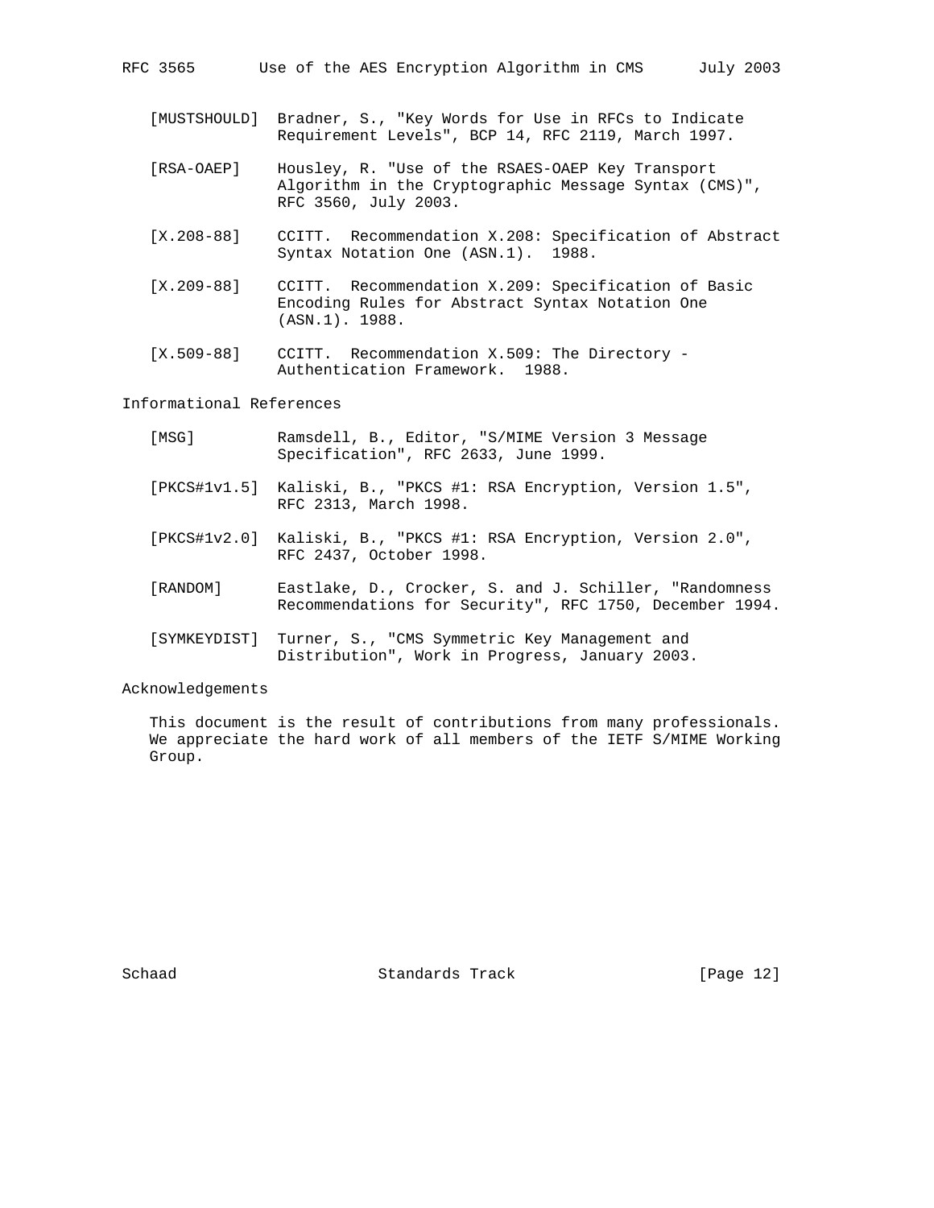[MUSTSHOULD] Bradner, S., "Key Words for Use in RFCs to Indicate Requirement Levels", BCP 14, RFC 2119, March 1997.

[RSA-OAEP] Housley, R. "Use of the RSAES-OAEP Key Transport Algorithm in the Cryptographic Message Syntax (CMS)", RFC 3560, July 2003.

[X.208-88] CCITT. Recommendation X.208: Specification of Abstract Syntax Notation One (ASN.1). 1988.

[X.209-88] CCITT. Recommendation X.209: Specification of Basic Encoding Rules for Abstract Syntax Notation One (ASN.1). 1988.

[X.509-88] CCITT. Recommendation X.509: The Directory - Authentication Framework. 1988.

## Informational References

[MSG] Ramsdell, B., Editor, "S/MIME Version 3 Message Specification", RFC 2633, June 1999.

[PKCS#1v1.5] Kaliski, B., "PKCS #1: RSA Encryption, Version 1.5", RFC 2313, March 1998.

[PKCS#1v2.0] Kaliski, B., "PKCS #1: RSA Encryption, Version 2.0", RFC 2437, October 1998.

[RANDOM] Eastlake, D., Crocker, S. and J. Schiller, "Randomness Recommendations for Security", RFC 1750, December 1994.

[SYMKEYDIST] Turner, S., "CMS Symmetric Key Management and Distribution", Work in Progress, January 2003.

## Acknowledgements

This document is the result of contributions from many professionals. We appreciate the hard work of all members of the IETF S/MIME Working Group.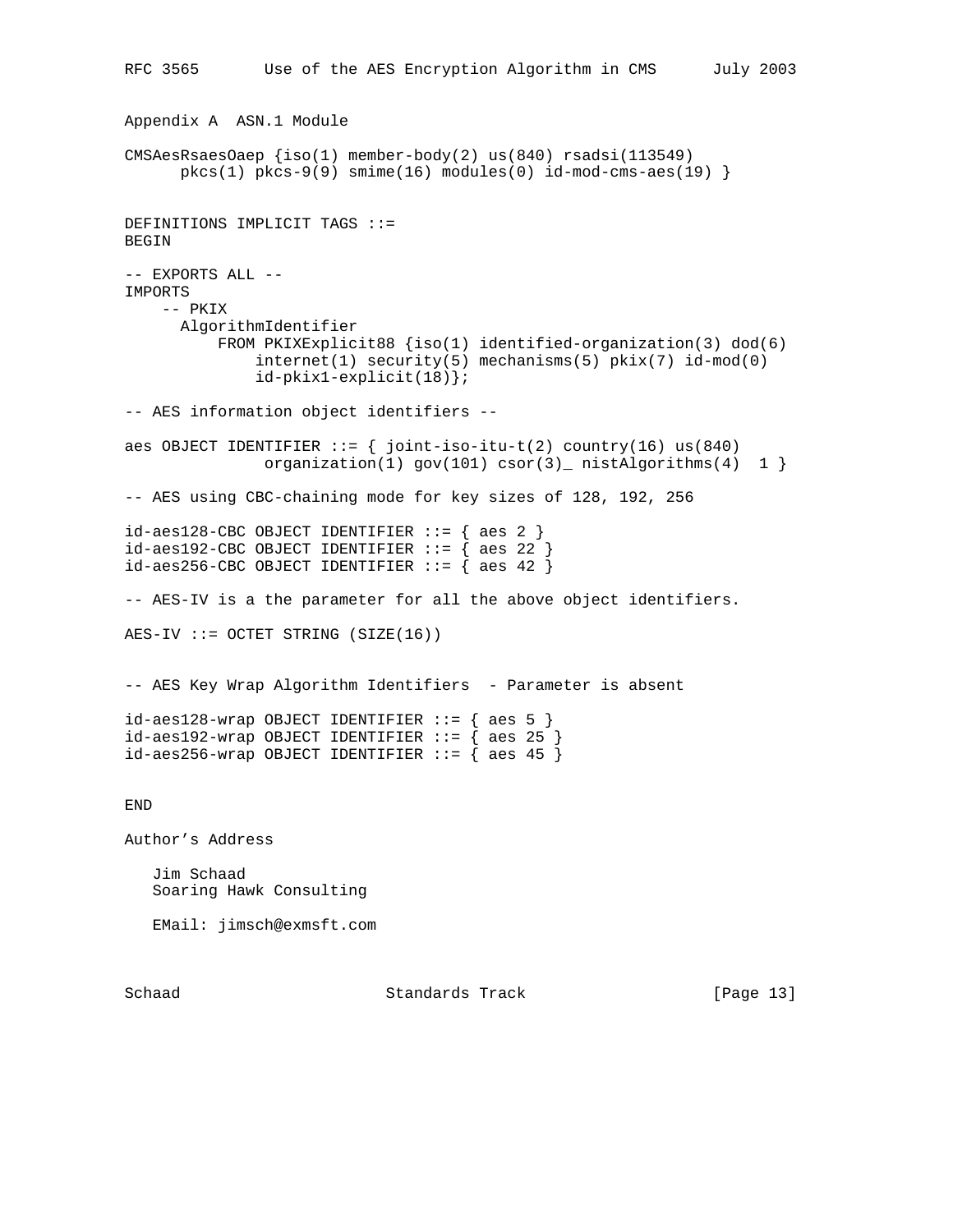Appendix A  ASN.1 Module

```
CMSAesRsaesOaep {iso(1) member-body(2) us(840) rsadsi(113549)
      pkcs(1) pkcs-9(9) smime(16) modules(0) id-mod-cms-aes(19) }


DEFINITIONS IMPLICIT TAGS ::=
BEGIN

-- EXPORTS ALL --
IMPORTS
    -- PKIX
      AlgorithmIdentifier
          FROM PKIXExplicit88 {iso(1) identified-organization(3) dod(6)
              internet(1) security(5) mechanisms(5) pkix(7) id-mod(0)
              id-pkix1-explicit(18)};

-- AES information object identifiers --

aes OBJECT IDENTIFIER ::= { joint-iso-itu-t(2) country(16) us(840)
               organization(1) gov(101) csor(3)_ nistAlgorithms(4)  1 }

-- AES using CBC-chaining mode for key sizes of 128, 192, 256

id-aes128-CBC OBJECT IDENTIFIER ::= { aes 2 }
id-aes192-CBC OBJECT IDENTIFIER ::= { aes 22 }
id-aes256-CBC OBJECT IDENTIFIER ::= { aes 42 }

-- AES-IV is a the parameter for all the above object identifiers.

AES-IV ::= OCTET STRING (SIZE(16))


-- AES Key Wrap Algorithm Identifiers  - Parameter is absent

id-aes128-wrap OBJECT IDENTIFIER ::= { aes 5 }
id-aes192-wrap OBJECT IDENTIFIER ::= { aes 25 }
id-aes256-wrap OBJECT IDENTIFIER ::= { aes 45 }


END
```

Author's Address

Jim Schaad
Soaring Hawk Consulting

EMail: jimsch@exmsft.com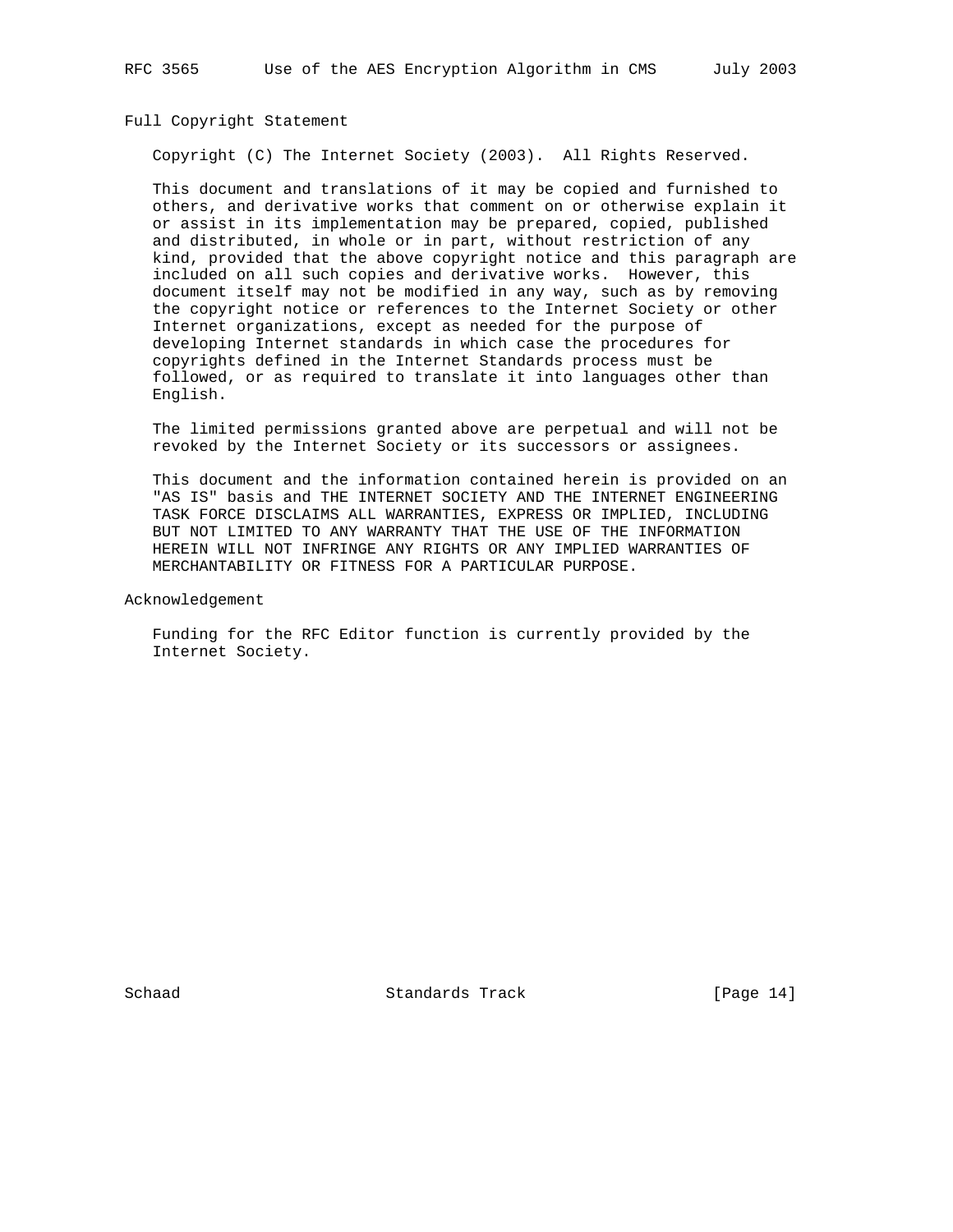## Full Copyright Statement

Copyright (C) The Internet Society (2003). All Rights Reserved.

This document and translations of it may be copied and furnished to others, and derivative works that comment on or otherwise explain it or assist in its implementation may be prepared, copied, published and distributed, in whole or in part, without restriction of any kind, provided that the above copyright notice and this paragraph are included on all such copies and derivative works. However, this document itself may not be modified in any way, such as by removing the copyright notice or references to the Internet Society or other Internet organizations, except as needed for the purpose of developing Internet standards in which case the procedures for copyrights defined in the Internet Standards process must be followed, or as required to translate it into languages other than English.

The limited permissions granted above are perpetual and will not be revoked by the Internet Society or its successors or assignees.

This document and the information contained herein is provided on an "AS IS" basis and THE INTERNET SOCIETY AND THE INTERNET ENGINEERING TASK FORCE DISCLAIMS ALL WARRANTIES, EXPRESS OR IMPLIED, INCLUDING BUT NOT LIMITED TO ANY WARRANTY THAT THE USE OF THE INFORMATION HEREIN WILL NOT INFRINGE ANY RIGHTS OR ANY IMPLIED WARRANTIES OF MERCHANTABILITY OR FITNESS FOR A PARTICULAR PURPOSE.

## Acknowledgement

Funding for the RFC Editor function is currently provided by the Internet Society.